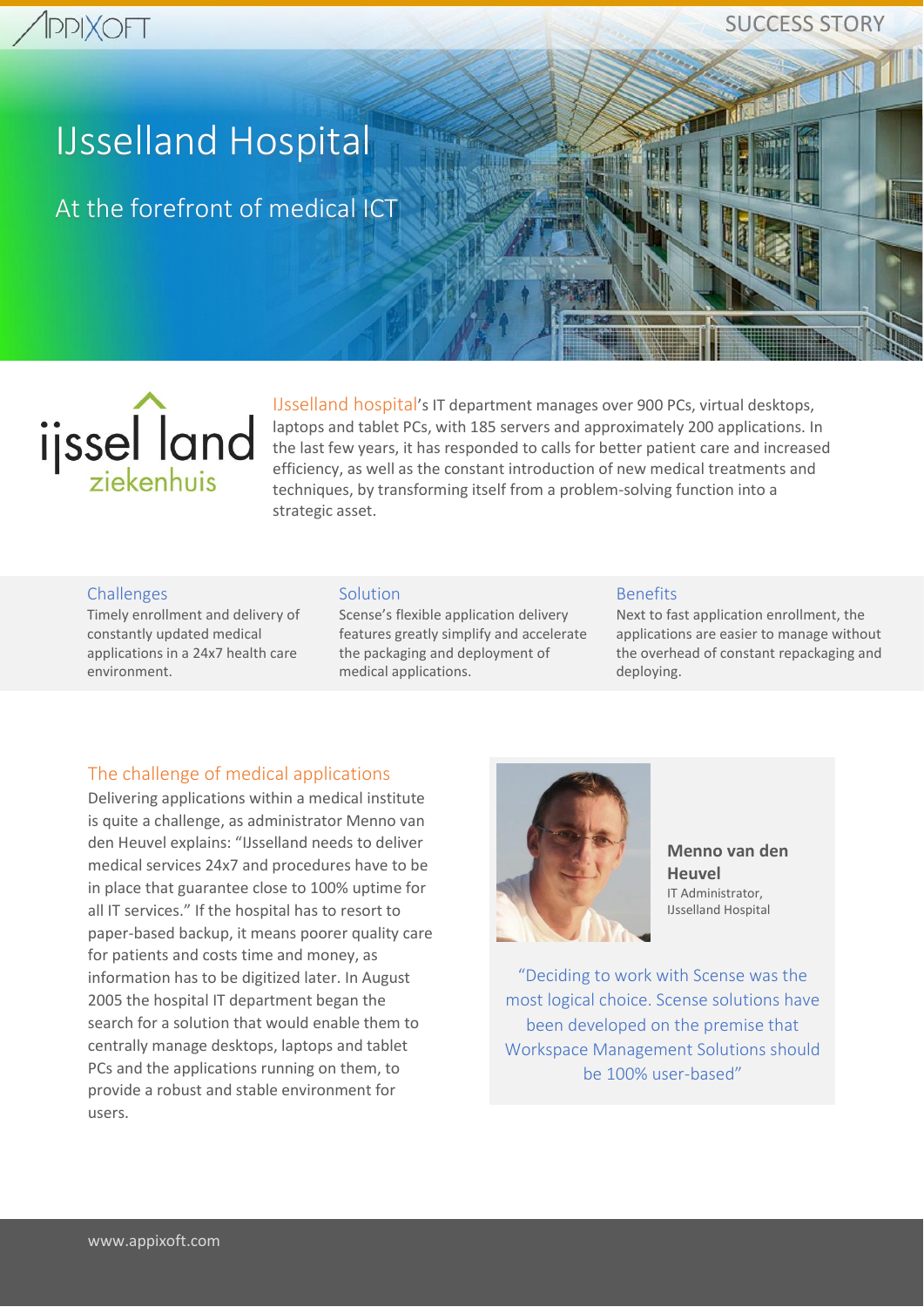# IJsselland Hospital

## At the forefront of medical ICT

IJsselland hospital's IT department manages over 900 PCs, virtual desktops, laptops and tablet PCs, with 185 servers and approximately 200 applications. In the last few years, it has responded to calls for better patient care and increased efficiency, as well as the constant introduction of new medical treatments and techniques, by transforming itself from a problem-solving function into a strategic asset.

### Challenges

Timely enrollment and delivery of constantly updated medical applications in a 24x7 health care environment.

### Solution

Scense's flexible application delivery features greatly simplify and accelerate the packaging and deployment of medical applications.

### Benefits

Next to fast application enrollment, the applications are easier to manage without the overhead of constant repackaging and deploying.

### The challenge of medical applications

Delivering applications within a medical institute is quite a challenge, as administrator Menno van den Heuvel explains: "IJsselland needs to deliver medical services 24x7 and procedures have to be in place that guarantee close to 100% uptime for all IT services." If the hospital has to resort to paper-based backup, it means poorer quality care for patients and costs time and money, as information has to be digitized later. In August 2005 the hospital IT department began the search for a solution that would enable them to centrally manage desktops, laptops and tablet PCs and the applications running on them, to provide a robust and stable environment for users.

**Menno van den Heuvel**
IT Administrator,
IJsselland Hospital

"Deciding to work with Scense was the most logical choice. Scense solutions have been developed on the premise that Workspace Management Solutions should be 100% user-based"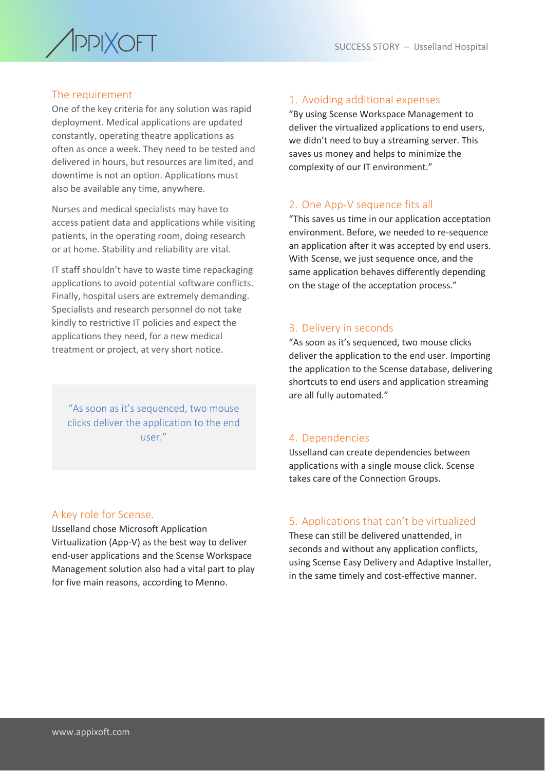## The requirement

One of the key criteria for any solution was rapid deployment. Medical applications are updated constantly, operating theatre applications as often as once a week. They need to be tested and delivered in hours, but resources are limited, and downtime is not an option. Applications must also be available any time, anywhere.

Nurses and medical specialists may have to access patient data and applications while visiting patients, in the operating room, doing research or at home. Stability and reliability are vital.

IT staff shouldn't have to waste time repackaging applications to avoid potential software conflicts. Finally, hospital users are extremely demanding. Specialists and research personnel do not take kindly to restrictive IT policies and expect the applications they need, for a new medical treatment or project, at very short notice.

> "As soon as it's sequenced, two mouse clicks deliver the application to the end user."

## A key role for Scense.

IJsselland chose Microsoft Application Virtualization (App-V) as the best way to deliver end-user applications and the Scense Workspace Management solution also had a vital part to play for five main reasons, according to Menno.

## 1. Avoiding additional expenses

"By using Scense Workspace Management to deliver the virtualized applications to end users, we didn't need to buy a streaming server. This saves us money and helps to minimize the complexity of our IT environment."

## 2. One App-V sequence fits all

"This saves us time in our application acceptation environment. Before, we needed to re-sequence an application after it was accepted by end users. With Scense, we just sequence once, and the same application behaves differently depending on the stage of the acceptation process."

## 3. Delivery in seconds

"As soon as it's sequenced, two mouse clicks deliver the application to the end user. Importing the application to the Scense database, delivering shortcuts to end users and application streaming are all fully automated."

## 4. Dependencies

IJsselland can create dependencies between applications with a single mouse click. Scense takes care of the Connection Groups.

## 5. Applications that can't be virtualized

These can still be delivered unattended, in seconds and without any application conflicts, using Scense Easy Delivery and Adaptive Installer, in the same timely and cost-effective manner.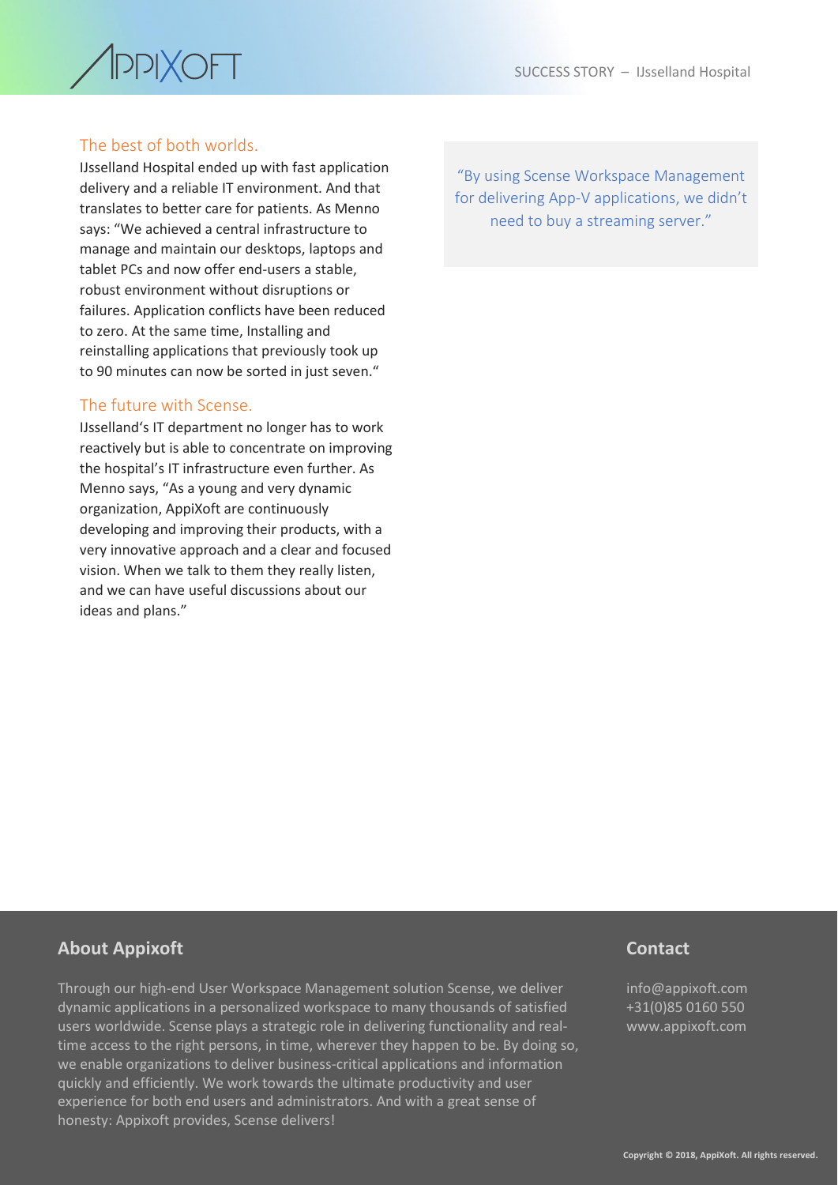## The best of both worlds.

IJsselland Hospital ended up with fast application delivery and a reliable IT environment. And that translates to better care for patients. As Menno says: “We achieved a central infrastructure to manage and maintain our desktops, laptops and tablet PCs and now offer end-users a stable, robust environment without disruptions or failures. Application conflicts have been reduced to zero. At the same time, Installing and reinstalling applications that previously took up to 90 minutes can now be sorted in just seven.“

## The future with Scense.

IJsselland‘s IT department no longer has to work reactively but is able to concentrate on improving the hospital’s IT infrastructure even further. As Menno says, “As a young and very dynamic organization, AppiXoft are continuously developing and improving their products, with a very innovative approach and a clear and focused vision. When we talk to them they really listen, and we can have useful discussions about our ideas and plans.”

> “By using Scense Workspace Management for delivering App-V applications, we didn’t need to buy a streaming server.”

## About Appixoft

Through our high-end User Workspace Management solution Scense, we deliver dynamic applications in a personalized workspace to many thousands of satisfied users worldwide. Scense plays a strategic role in delivering functionality and real-time access to the right persons, in time, wherever they happen to be. By doing so, we enable organizations to deliver business-critical applications and information quickly and efficiently. We work towards the ultimate productivity and user experience for both end users and administrators. And with a great sense of honesty: Appixoft provides, Scense delivers!

## Contact

info@appixoft.com
+31(0)85 0160 550
www.appixoft.com

Copyright © 2018, AppiXoft. All rights reserved.